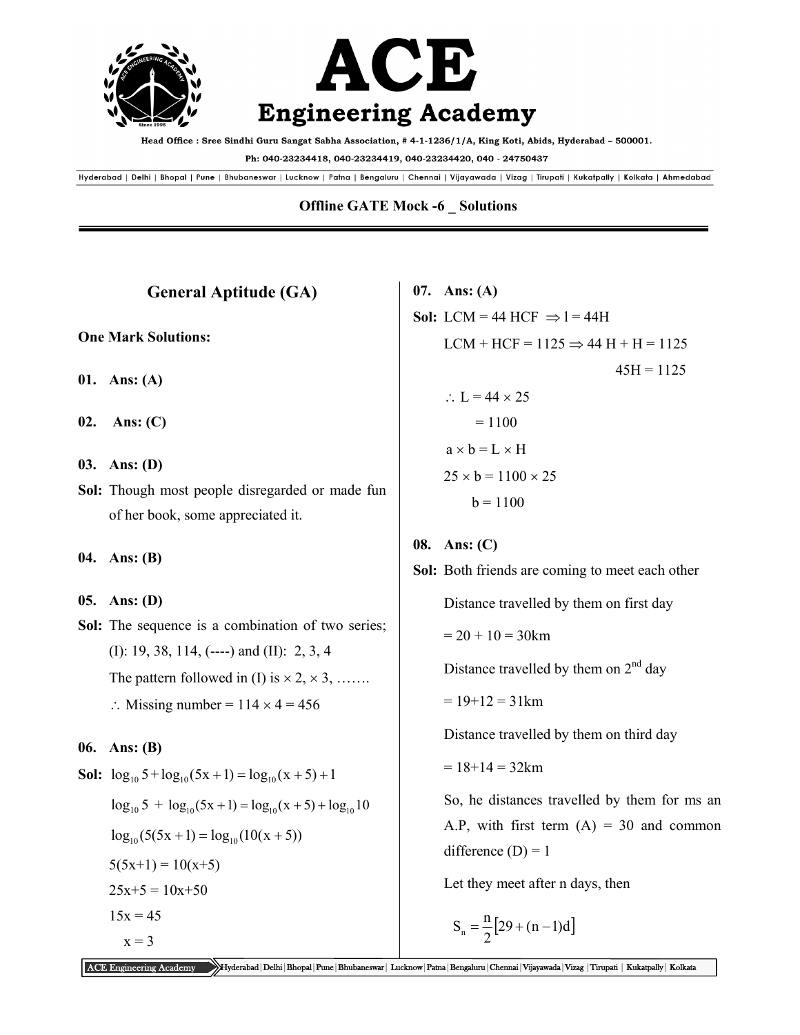## Offline GATE Mock -6 _ Solutions

# General Aptitude (GA)

**One Mark Solutions:**

**01. Ans: (A)**

**02. Ans: (C)**

**03. Ans: (D)**

**Sol:** Though most people disregarded or made fun of her book, some appreciated it.

**04. Ans: (B)**

**05. Ans: (D)**

**Sol:** The sequence is a combination of two series; (I): 19, 38, 114, (----) and (II): 2, 3, 4

The pattern followed in (I) is $\times$ 2, $\times$ 3, …….

$\therefore$ Missing number = 114 $\times$ 4 = 456

**06. Ans: (B)**

**Sol:** $\log_{10} 5 + \log_{10}(5x+1) = \log_{10}(x+5)+1$

$\log_{10} 5 + \log_{10}(5x+1) = \log_{10}(x+5) + \log_{10} 10$

$\log_{10}(5(5x+1)) = \log_{10}(10(x+5))$

$5(5x+1) = 10(x+5)$

$25x+5 = 10x+50$

$15x = 45$

$x = 3$

**07. Ans: (A)**

**Sol:** LCM = 44 HCF $\Rightarrow$ l = 44H

LCM + HCF = 1125 $\Rightarrow$ 44 H + H = 1125

45H = 1125

$\therefore$ L = 44 $\times$ 25

= 1100

a $\times$ b = L $\times$ H

25 $\times$ b = 1100 $\times$ 25

b = 1100

**08. Ans: (C)**

**Sol:** Both friends are coming to meet each other

Distance travelled by them on first day

= 20 + 10 = 30km

Distance travelled by them on 2nd day

= 19+12 = 31km

Distance travelled by them on third day

= 18+14 = 32km

So, he distances travelled by them for ms an A.P, with first term (A) = 30 and common difference (D) = 1

Let they meet after n days, then

$$S_n = \frac{n}{2}[29+(n-1)d]$$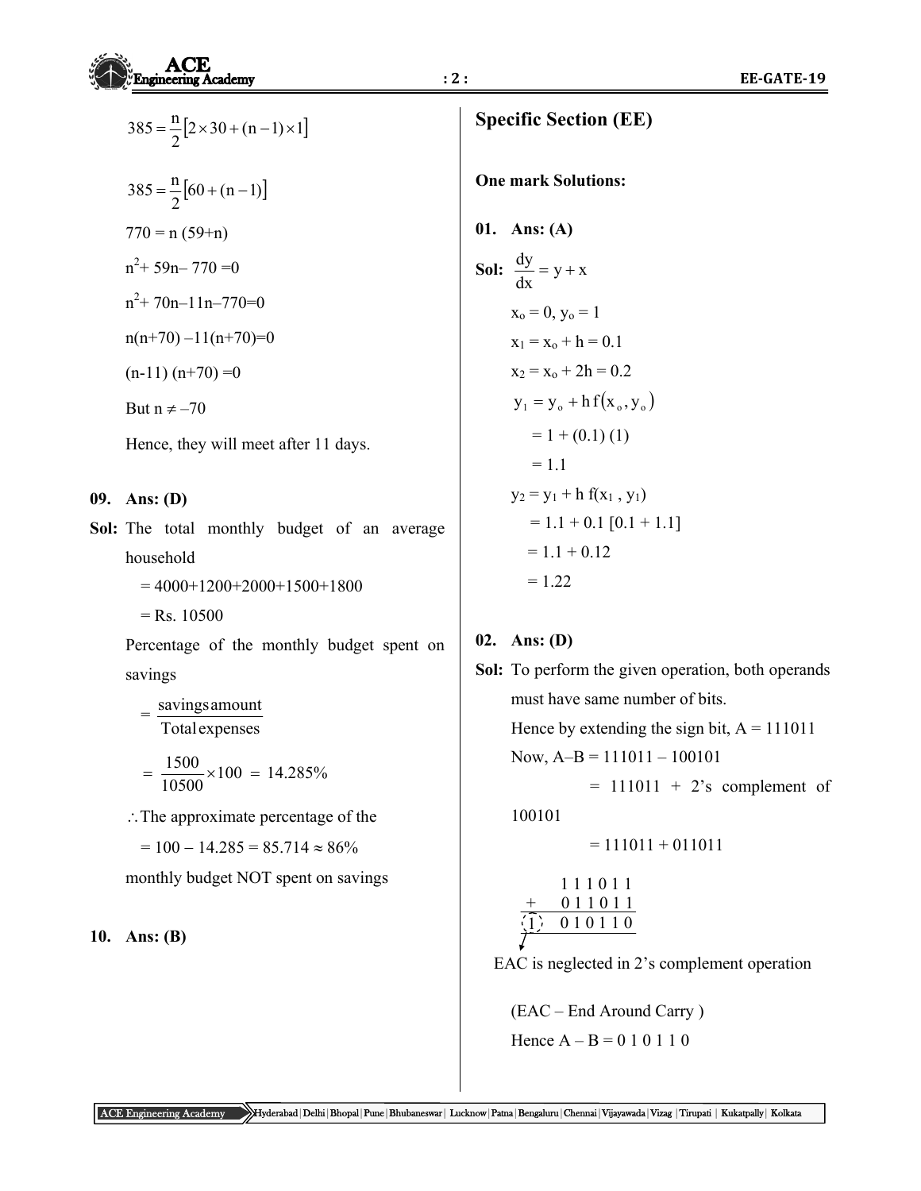$$385 = \frac{n}{2}[2 \times 30 + (n-1) \times 1]$$

$$385 = \frac{n}{2}[60 + (n-1)]$$

$770 = n(59+n)$

$n^2 + 59n - 770 = 0$

$n^2 + 70n - 11n - 770 = 0$

$n(n+70) - 11(n+70) = 0$

$(n-11)(n+70) = 0$

But $n \neq -70$

Hence, they will meet after 11 days.

**09. Ans: (D)**

**Sol:** The total monthly budget of an average household

$= 4000+1200+2000+1500+1800$

$= \text{Rs. } 10500$

Percentage of the monthly budget spent on savings

$$= \frac{\text{savings amount}}{\text{Total expenses}}$$

$$= \frac{1500}{10500} \times 100 = 14.285\%$$

$\therefore$ The approximate percentage of the

$= 100 - 14.285 = 85.714 \approx 86\%$

monthly budget NOT spent on savings

**10. Ans: (B)**

## Specific Section (EE)

**One mark Solutions:**

**01. Ans: (A)**

**Sol:** $\frac{dy}{dx} = y + x$

$x_o = 0, y_o = 1$

$x_1 = x_o + h = 0.1$

$x_2 = x_o + 2h = 0.2$

$y_1 = y_o + h\, f(x_o, y_o)$

$= 1 + (0.1)(1)$

$= 1.1$

$y_2 = y_1 + h\, f(x_1, y_1)$

$= 1.1 + 0.1\,[0.1 + 1.1]$

$= 1.1 + 0.12$

$= 1.22$

**02. Ans: (D)**

**Sol:** To perform the given operation, both operands must have same number of bits.

Hence by extending the sign bit, A = 111011

Now, A–B = 111011 – 100101

= 111011 + 2's complement of 100101

= 111011 + 011011

```
    1 1 1 0 1 1
+   0 1 1 0 1 1
 (1) 0 1 0 1 1 0
```

EAC is neglected in 2's complement operation

(EAC – End Around Carry )

Hence A – B = 0 1 0 1 1 0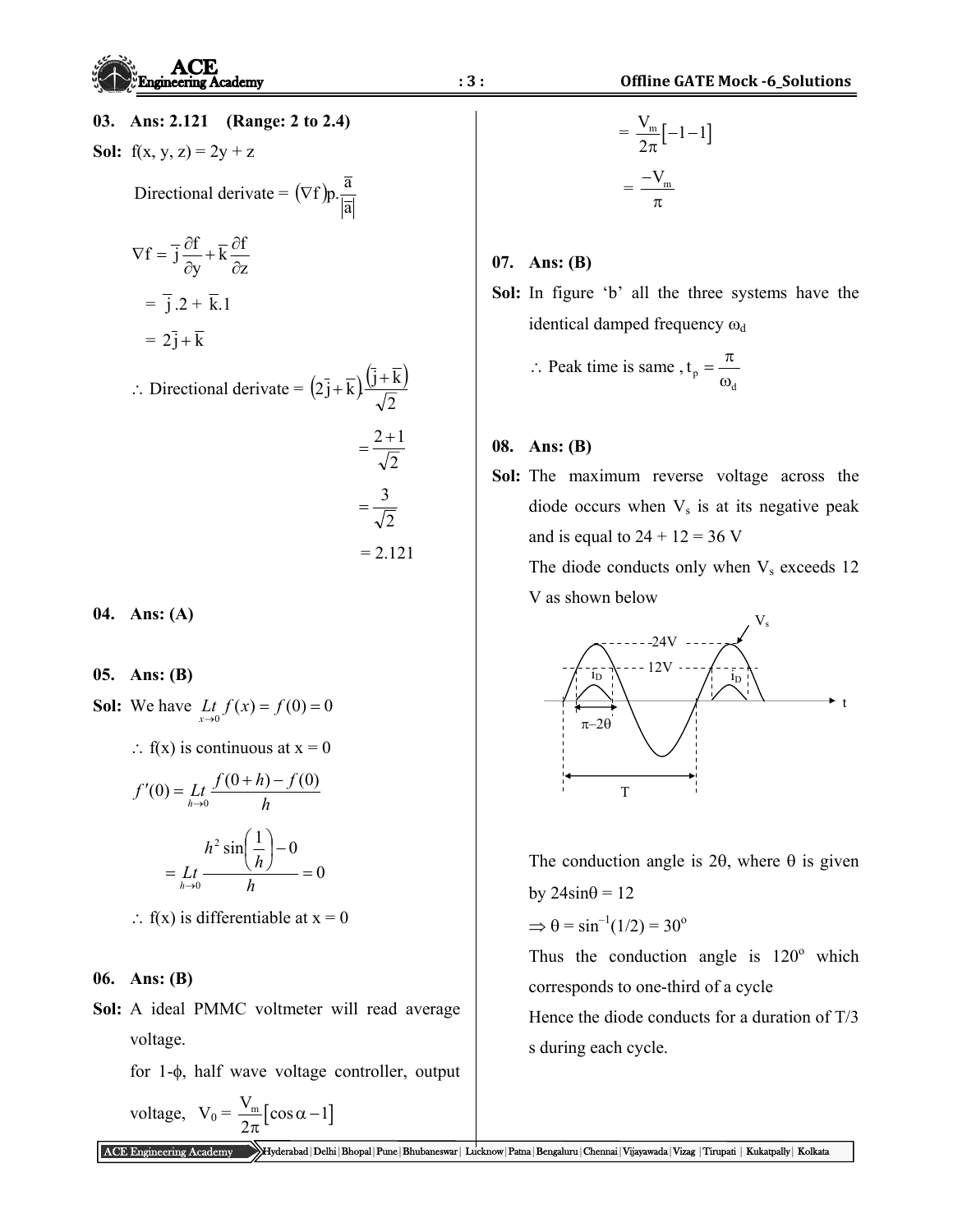**03. Ans: 2.121 (Range: 2 to 2.4)**

**Sol:** $f(x, y, z) = 2y + z$

Directional derivate $= (\nabla f)p.\dfrac{\bar{a}}{|\bar{a}|}$

$$\nabla f = \bar{j}\frac{\partial f}{\partial y} + \bar{k}\frac{\partial f}{\partial z}$$

$$= \bar{j}.2 + \bar{k}.1$$

$$= 2\bar{j} + \bar{k}$$

$\therefore$ Directional derivate $= (2\bar{j} + \bar{k}).\dfrac{(\bar{j} + \bar{k})}{\sqrt{2}}$

$$= \frac{2+1}{\sqrt{2}}$$

$$= \frac{3}{\sqrt{2}}$$

$$= 2.121$$

**04. Ans: (A)**

**05. Ans: (B)**

**Sol:** We have $\underset{x \to 0}{Lt}\, f(x) = f(0) = 0$

$\therefore$ f(x) is continuous at x = 0

$$f'(0) = \underset{h \to 0}{Lt} \frac{f(0+h) - f(0)}{h}$$

$$= \underset{h \to 0}{Lt} \frac{h^2 \sin\left(\frac{1}{h}\right) - 0}{h} = 0$$

$\therefore$ f(x) is differentiable at x = 0

**06. Ans: (B)**

**Sol:** A ideal PMMC voltmeter will read average voltage.

for 1-$\phi$, half wave voltage controller, output voltage, $V_0 = \dfrac{V_m}{2\pi}[\cos\alpha - 1]$

$$= \frac{V_m}{2\pi}[-1-1]$$

$$= \frac{-V_m}{\pi}$$

**07. Ans: (B)**

**Sol:** In figure 'b' all the three systems have the identical damped frequency $\omega_d$

$\therefore$ Peak time is same , $t_p = \dfrac{\pi}{\omega_d}$

**08. Ans: (B)**

**Sol:** The maximum reverse voltage across the diode occurs when $V_s$ is at its negative peak and is equal to 24 + 12 = 36 V

The diode conducts only when $V_s$ exceeds 12 V as shown below

The conduction angle is $2\theta$, where $\theta$ is given by $24\sin\theta = 12$

$\Rightarrow \theta = \sin^{-1}(1/2) = 30^o$

Thus the conduction angle is $120^o$ which corresponds to one-third of a cycle

Hence the diode conducts for a duration of T/3 s during each cycle.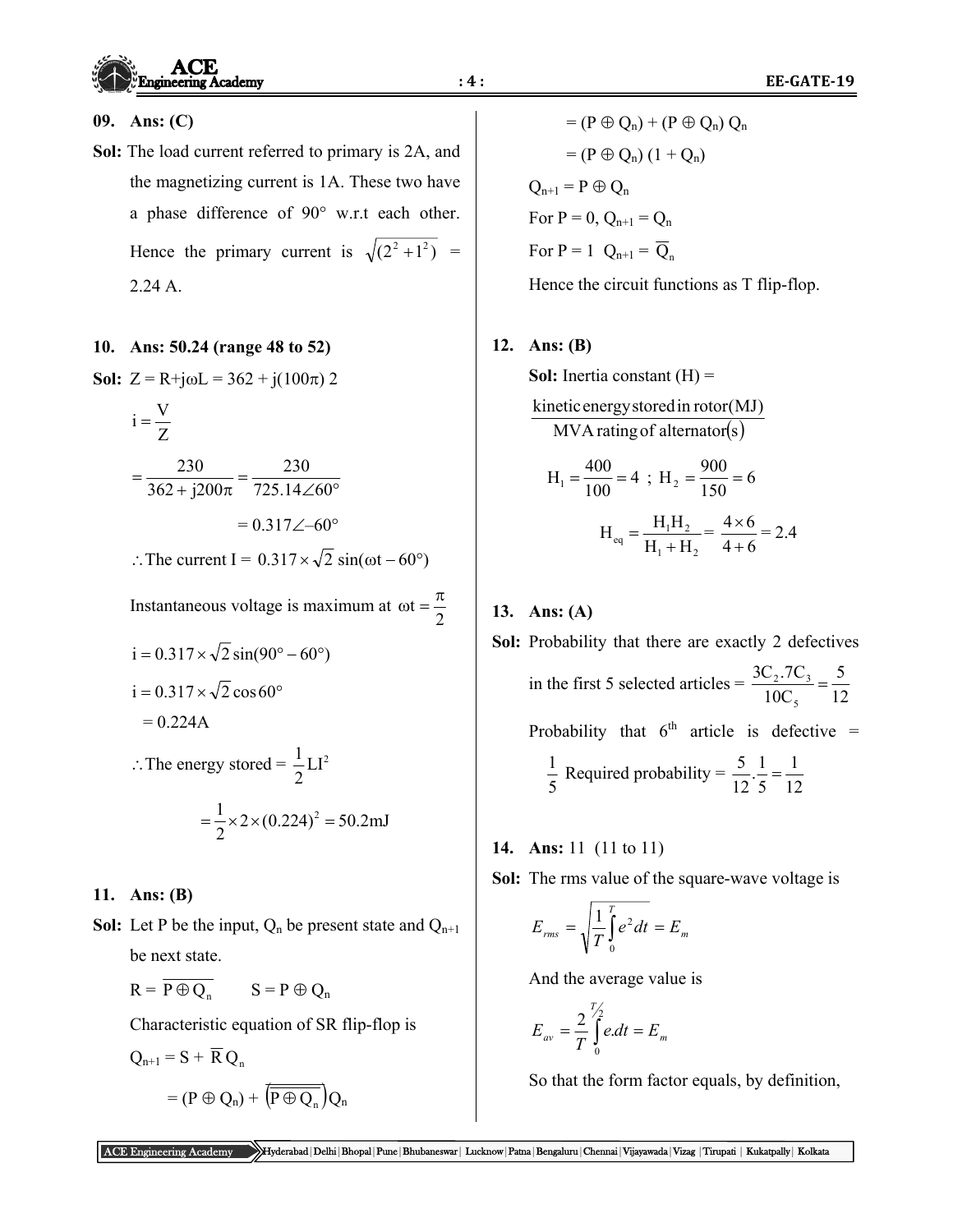**09. Ans: (C)**

**Sol:** The load current referred to primary is 2A, and the magnetizing current is 1A. These two have a phase difference of 90° w.r.t each other. Hence the primary current is $\sqrt{(2^2+1^2)}$ = 2.24 A.

**10. Ans: 50.24 (range 48 to 52)**

**Sol:** $Z = R + j\omega L = 362 + j(100\pi)\,2$

$$i = \frac{V}{Z}$$

$$= \frac{230}{362 + j200\pi} = \frac{230}{725.14\angle 60°}$$

$$= 0.317\angle -60°$$

$\therefore$ The current I = $0.317 \times \sqrt{2}\sin(\omega t - 60°)$

Instantaneous voltage is maximum at $\omega t = \dfrac{\pi}{2}$

$$i = 0.317 \times \sqrt{2}\sin(90° - 60°)$$

$$i = 0.317 \times \sqrt{2}\cos 60°$$

$$= 0.224\text{A}$$

$\therefore$ The energy stored = $\dfrac{1}{2}LI^2$

$$= \frac{1}{2} \times 2 \times (0.224)^2 = 50.2\text{mJ}$$

**11. Ans: (B)**

**Sol:** Let P be the input, $Q_n$ be present state and $Q_{n+1}$ be next state.

$R = \overline{P \oplus Q_n}$ $\qquad S = P \oplus Q_n$

Characteristic equation of SR flip-flop is

$Q_{n+1} = S + \overline{R}\,Q_n$

$= (P \oplus Q_n) + \left(\overline{\overline{P \oplus Q_n}}\right)Q_n$

$= (P \oplus Q_n) + (P \oplus Q_n)\,Q_n$

$= (P \oplus Q_n)\,(1 + Q_n)$

$Q_{n+1} = P \oplus Q_n$

For P = 0, $Q_{n+1} = Q_n$

For P = 1 $Q_{n+1} = \overline{Q}_n$

Hence the circuit functions as T flip-flop.

**12. Ans: (B)**

**Sol:** Inertia constant (H) =

$$\frac{\text{kinetic energy stored in rotor(MJ)}}{\text{MVA rating of alternator(s)}}$$

$$H_1 = \frac{400}{100} = 4\ ;\ H_2 = \frac{900}{150} = 6$$

$$H_{eq} = \frac{H_1 H_2}{H_1 + H_2} = \frac{4 \times 6}{4 + 6} = 2.4$$

**13. Ans: (A)**

**Sol:** Probability that there are exactly 2 defectives in the first 5 selected articles = $\dfrac{3C_2 . 7C_3}{10C_5} = \dfrac{5}{12}$

Probability that 6th article is defective = $\dfrac{1}{5}$ Required probability = $\dfrac{5}{12}.\dfrac{1}{5} = \dfrac{1}{12}$

**14. Ans:** 11 (11 to 11)

**Sol:** The rms value of the square-wave voltage is

$$E_{rms} = \sqrt{\frac{1}{T}\int_0^T e^2 dt} = E_m$$

And the average value is

$$E_{av} = \frac{2}{T}\int_0^{T/2} e.dt = E_m$$

So that the form factor equals, by definition,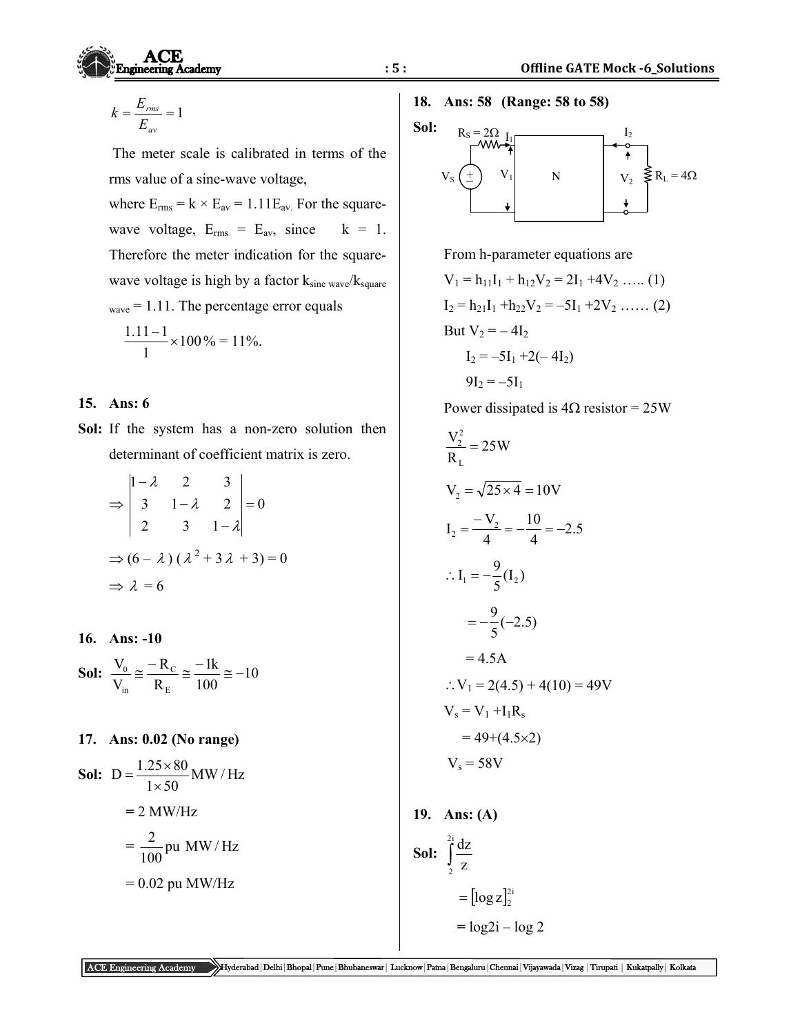$$k = \frac{E_{rms}}{E_{av}} = 1$$

The meter scale is calibrated in terms of the rms value of a sine-wave voltage, where $E_{rms} = k \times E_{av} = 1.11E_{av}$. For the square-wave voltage, $E_{rms} = E_{av}$, since $k = 1$. Therefore the meter indication for the square-wave voltage is high by a factor $k_{sine\ wave}/k_{square\ wave} = 1.11$. The percentage error equals

$$\frac{1.11-1}{1} \times 100\,\% = 11\%.$$

**15. Ans: 6**

**Sol:** If the system has a non-zero solution then determinant of coefficient matrix is zero.

$$\Rightarrow \begin{vmatrix} 1-\lambda & 2 & 3 \\ 3 & 1-\lambda & 2 \\ 2 & 3 & 1-\lambda \end{vmatrix} = 0$$

$$\Rightarrow (6 - \lambda)(\lambda^2 + 3\lambda + 3) = 0$$

$$\Rightarrow \lambda = 6$$

**16. Ans: -10**

**Sol:** $\dfrac{V_0}{V_{in}} \cong \dfrac{-R_C}{R_E} \cong \dfrac{-1k}{100} \cong -10$

**17. Ans: 0.02 (No range)**

**Sol:** $D = \dfrac{1.25 \times 80}{1 \times 50}\,\text{MW/Hz}$

$= 2$ MW/Hz

$= \dfrac{2}{100}\,\text{pu MW/Hz}$

$= 0.02$ pu MW/Hz

**18. Ans: 58 (Range: 58 to 58)**

**Sol:** (Circuit: $V_S$ with $R_S = 2\Omega$, current $I_1$, voltage $V_1$ into network N; output port voltage $V_2$, current $I_2$, load $R_L = 4\Omega$)

From h-parameter equations are

$V_1 = h_{11}I_1 + h_{12}V_2 = 2I_1 + 4V_2$ ….. (1)

$I_2 = h_{21}I_1 + h_{22}V_2 = -5I_1 + 2V_2$ …… (2)

But $V_2 = -4I_2$

$I_2 = -5I_1 + 2(-4I_2)$

$9I_2 = -5I_1$

Power dissipated is $4\Omega$ resistor = 25W

$$\frac{V_2^2}{R_L} = 25\text{W}$$

$$V_2 = \sqrt{25 \times 4} = 10\text{V}$$

$$I_2 = \frac{-V_2}{4} = -\frac{10}{4} = -2.5$$

$$\therefore I_1 = -\frac{9}{5}(I_2)$$

$$= -\frac{9}{5}(-2.5)$$

$= 4.5$A

$\therefore V_1 = 2(4.5) + 4(10) = 49$V

$V_s = V_1 + I_1R_s$

$= 49 + (4.5 \times 2)$

$V_s = 58$V

**19. Ans: (A)**

**Sol:** $\displaystyle\int_2^{2i} \frac{dz}{z}$

$= [\log z]_2^{2i}$

$= \log 2i - \log 2$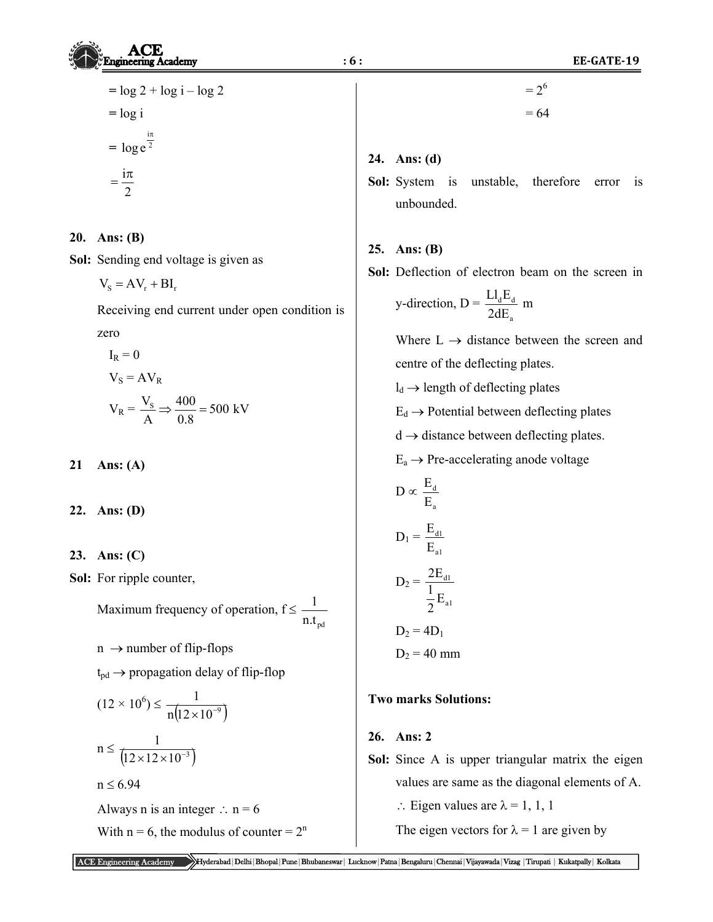$= \log 2 + \log i - \log 2$

$= \log i$

$= \log e^{\frac{i\pi}{2}}$

$= \frac{i\pi}{2}$

**20. Ans: (B)**

**Sol:** Sending end voltage is given as

$V_S = AV_r + BI_r$

Receiving end current under open condition is zero

$I_R = 0$

$V_S = AV_R$

$V_R = \frac{V_S}{A} \Rightarrow \frac{400}{0.8} = 500 \text{ kV}$

**21 Ans: (A)**

**22. Ans: (D)**

**23. Ans: (C)**

**Sol:** For ripple counter,

Maximum frequency of operation, $f \le \frac{1}{n.t_{pd}}$

$n \rightarrow$ number of flip-flops

$t_{pd} \rightarrow$ propagation delay of flip-flop

$(12 \times 10^6) \le \frac{1}{n(12 \times 10^{-9})}$

$n \le \frac{1}{(12 \times 12 \times 10^{-3})}$

$n \le 6.94$

Always n is an integer $\therefore$ n = 6

With n = 6, the modulus of counter = $2^n$

$= 2^6$

$= 64$

**24. Ans: (d)**

**Sol:** System is unstable, therefore error is unbounded.

**25. Ans: (B)**

**Sol:** Deflection of electron beam on the screen in y-direction, $D = \frac{Ll_d E_d}{2dE_a}$ m

Where L $\rightarrow$ distance between the screen and centre of the deflecting plates.

$l_d \rightarrow$ length of deflecting plates

$E_d \rightarrow$ Potential between deflecting plates

d $\rightarrow$ distance between deflecting plates.

$E_a \rightarrow$ Pre-accelerating anode voltage

$D \propto \frac{E_d}{E_a}$

$D_1 = \frac{E_{d1}}{E_{a1}}$

$D_2 = \frac{2E_{d1}}{\frac{1}{2}E_{a1}}$

$D_2 = 4D_1$

$D_2 = 40$ mm

**Two marks Solutions:**

**26. Ans: 2**

**Sol:** Since A is upper triangular matrix the eigen values are same as the diagonal elements of A.

$\therefore$ Eigen values are $\lambda = 1, 1, 1$

The eigen vectors for $\lambda = 1$ are given by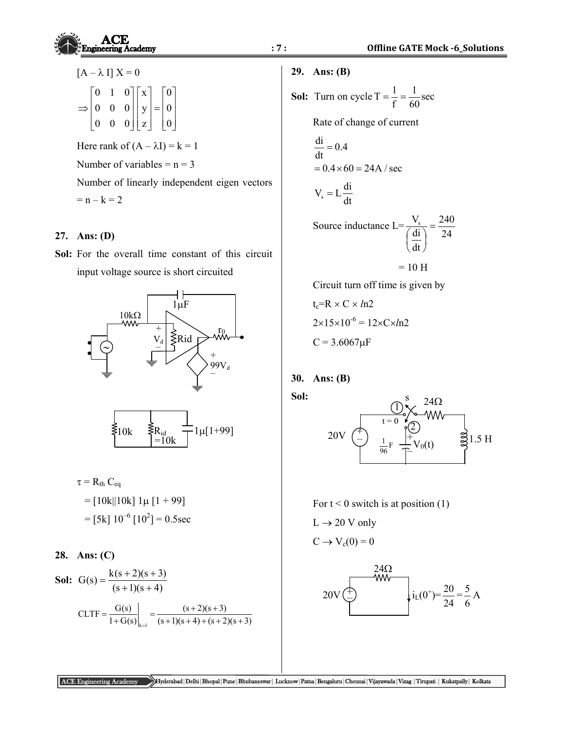$[A - \lambda I] X = 0$

$$\Rightarrow \begin{bmatrix} 0 & 1 & 0 \\ 0 & 0 & 0 \\ 0 & 0 & 0 \end{bmatrix} \begin{bmatrix} x \\ y \\ z \end{bmatrix} = \begin{bmatrix} 0 \\ 0 \\ 0 \end{bmatrix}$$

Here rank of $(A - \lambda I) = k = 1$

Number of variables = n = 3

Number of linearly independent eigen vectors = n – k = 2

**27. Ans: (D)**

**Sol:** For the overall time constant of this circuit input voltage source is short circuited

10kΩ, 1μF, $V_d$, Rid, $r_0$, $99V_d$

10k, $R_{id}$ =10k, 1μ[1+99]

$\tau = R_{th} C_{eq}$

$= [10k||10k]\, 1\mu\, [1 + 99]$

$= [5k]\, 10^{-6}\, [10^2] = 0.5\text{sec}$

**28. Ans: (C)**

**Sol:** $G(s) = \dfrac{k(s+2)(s+3)}{(s+1)(s+4)}$

$$CLTF = \left.\frac{G(s)}{1+G(s)}\right|_{k=1} = \frac{(s+2)(s+3)}{(s+1)(s+4)+(s+2)(s+3)}$$

**29. Ans: (B)**

**Sol:** Turn on cycle $T = \dfrac{1}{f} = \dfrac{1}{60}\text{sec}$

Rate of change of current

$\dfrac{di}{dt} = 0.4$

$= 0.4 \times 60 = 24\text{A/sec}$

$V_s = L\dfrac{di}{dt}$

Source inductance $L = \dfrac{V_s}{\left(\dfrac{di}{dt}\right)} = \dfrac{240}{24}$

$= 10$ H

Circuit turn off time is given by

$t_c = R \times C \times ln2$

$2 \times 15 \times 10^{-6} = 12 \times C \times ln2$

$C = 3.6067\mu F$

**30. Ans: (B)**

**Sol:**

s, 24Ω, t = 0, 20V, $\frac{1}{96}$F, $V_0(t)$, 1.5 H

For t < 0 switch is at position (1)

$L \rightarrow 20$ V only

$C \rightarrow V_c(0) = 0$

24Ω, 20V, $i_L(0^+) = \dfrac{20}{24} = \dfrac{5}{6}$ A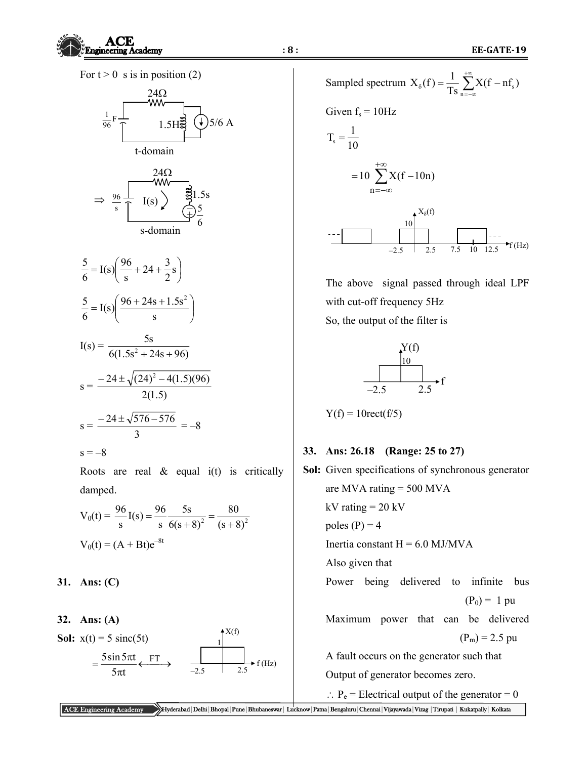For t > 0 s is in position (2)

t-domain

s-domain

$$\frac{5}{6} = I(s)\left(\frac{96}{s} + 24 + \frac{3}{2}s\right)$$

$$\frac{5}{6} = I(s)\left(\frac{96 + 24s + 1.5s^2}{s}\right)$$

$$I(s) = \frac{5s}{6(1.5s^2 + 24s + 96)}$$

$$s = \frac{-24 \pm \sqrt{(24)^2 - 4(1.5)(96)}}{2(1.5)}$$

$$s = \frac{-24 \pm \sqrt{576 - 576}}{3} = -8$$

$s = -8$

Roots are real & equal i(t) is critically damped.

$$V_0(t) = \frac{96}{s}I(s) = \frac{96}{s}\frac{5s}{6(s+8)^2} = \frac{80}{(s+8)^2}$$

$$V_0(t) = (A + Bt)e^{-8t}$$

**31. Ans: (C)**

**32. Ans: (A)**

**Sol:** $x(t) = 5\,\text{sinc}(5t)$

$$= \frac{5\sin 5\pi t}{5\pi t} \xleftrightarrow{FT}$$

Sampled spectrum $X_\delta(f) = \dfrac{1}{Ts}\sum_{n=-\infty}^{+\infty} X(f - nf_s)$

Given $f_s = 10$Hz

$$T_s = \frac{1}{10}$$

$$= 10\sum_{n=-\infty}^{+\infty} X(f - 10n)$$

The above signal passed through ideal LPF with cut-off frequency 5Hz

So, the output of the filter is

$Y(f) = 10\text{rect}(f/5)$

**33. Ans: 26.18 (Range: 25 to 27)**

**Sol:** Given specifications of synchronous generator are MVA rating = 500 MVA

kV rating = 20 kV

poles (P) = 4

Inertia constant H = 6.0 MJ/MVA

Also given that

Power being delivered to infinite bus ($P_0$) = 1 pu

Maximum power that can be delivered ($P_m$) = 2.5 pu

A fault occurs on the generator such that

Output of generator becomes zero.

$\therefore P_e$ = Electrical output of the generator = 0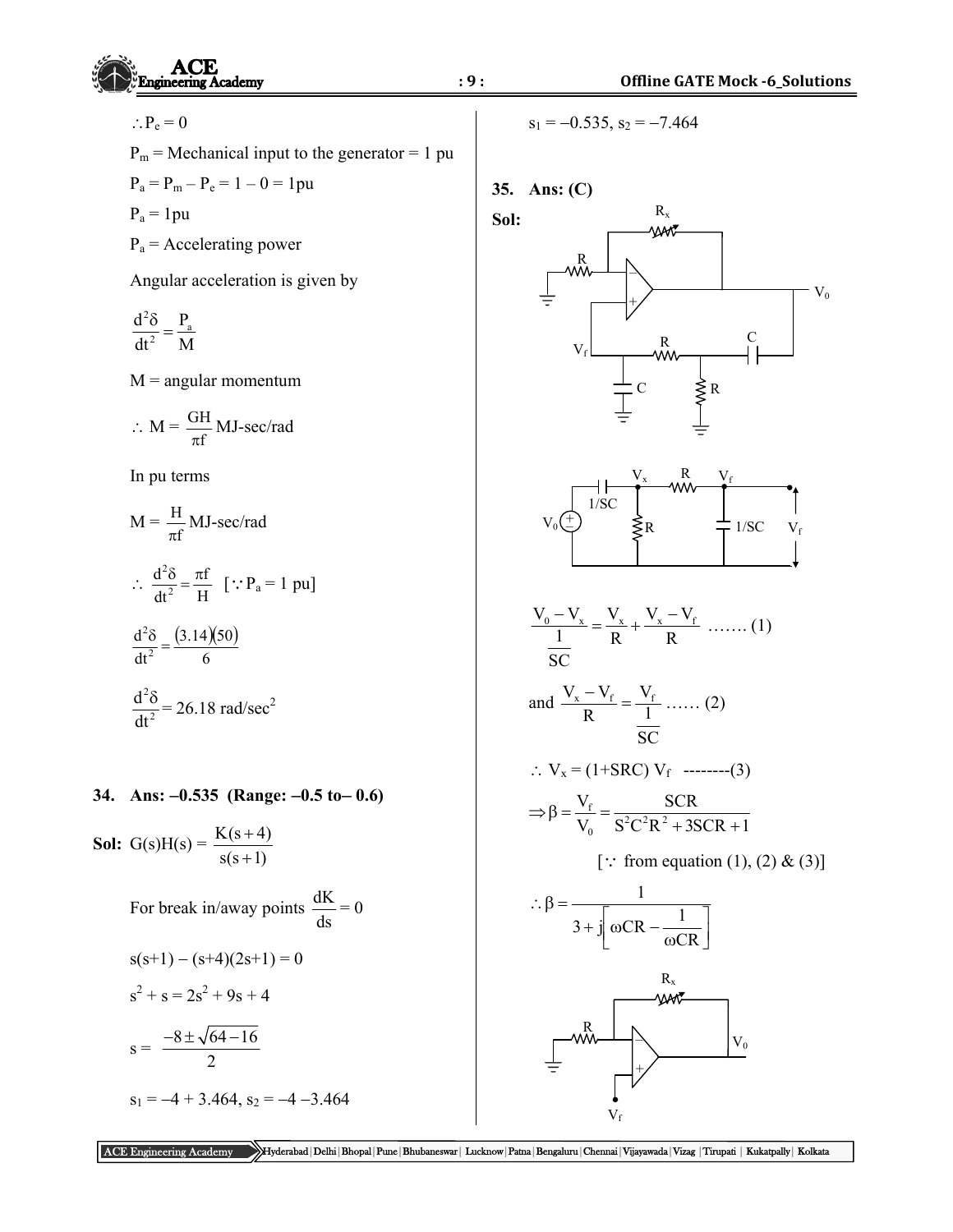$\therefore P_e = 0$

$P_m$ = Mechanical input to the generator = 1 pu

$P_a = P_m - P_e = 1 - 0 = 1$pu

$P_a$ = 1pu

$P_a$ = Accelerating power

Angular acceleration is given by

$$\frac{d^2\delta}{dt^2} = \frac{P_a}{M}$$

M = angular momentum

$$\therefore M = \frac{GH}{\pi f} \text{ MJ-sec/rad}$$

In pu terms

$$M = \frac{H}{\pi f} \text{ MJ-sec/rad}$$

$$\therefore \frac{d^2\delta}{dt^2} = \frac{\pi f}{H} \quad [\because P_a = 1 \text{ pu}]$$

$$\frac{d^2\delta}{dt^2} = \frac{(3.14)(50)}{6}$$

$$\frac{d^2\delta}{dt^2} = 26.18 \text{ rad/sec}^2$$

**34. Ans: –0.535 (Range: –0.5 to– 0.6)**

**Sol:** $G(s)H(s) = \dfrac{K(s+4)}{s(s+1)}$

For break in/away points $\dfrac{dK}{ds} = 0$

$s(s+1) - (s+4)(2s+1) = 0$

$s^2 + s = 2s^2 + 9s + 4$

$$s = \frac{-8 \pm \sqrt{64-16}}{2}$$

$s_1 = -4 + 3.464$, $s_2 = -4 - 3.464$

$s_1 = -0.535$, $s_2 = -7.464$

**35. Ans: (C)**

**Sol:**

$$\frac{V_0 - V_x}{\frac{1}{SC}} = \frac{V_x}{R} + \frac{V_x - V_f}{R} \quad \ldots\ldots (1)$$

$$\text{and } \frac{V_x - V_f}{R} = \frac{V_f}{\frac{1}{SC}} \quad \ldots\ldots (2)$$

$\therefore V_x = (1+SRC) V_f$ --------(3)

$$\Rightarrow \beta = \frac{V_f}{V_0} = \frac{SCR}{S^2C^2R^2 + 3SCR + 1}$$

[$\because$ from equation (1), (2) & (3)]

$$\therefore \beta = \frac{1}{3 + j\left[\omega CR - \dfrac{1}{\omega CR}\right]}$$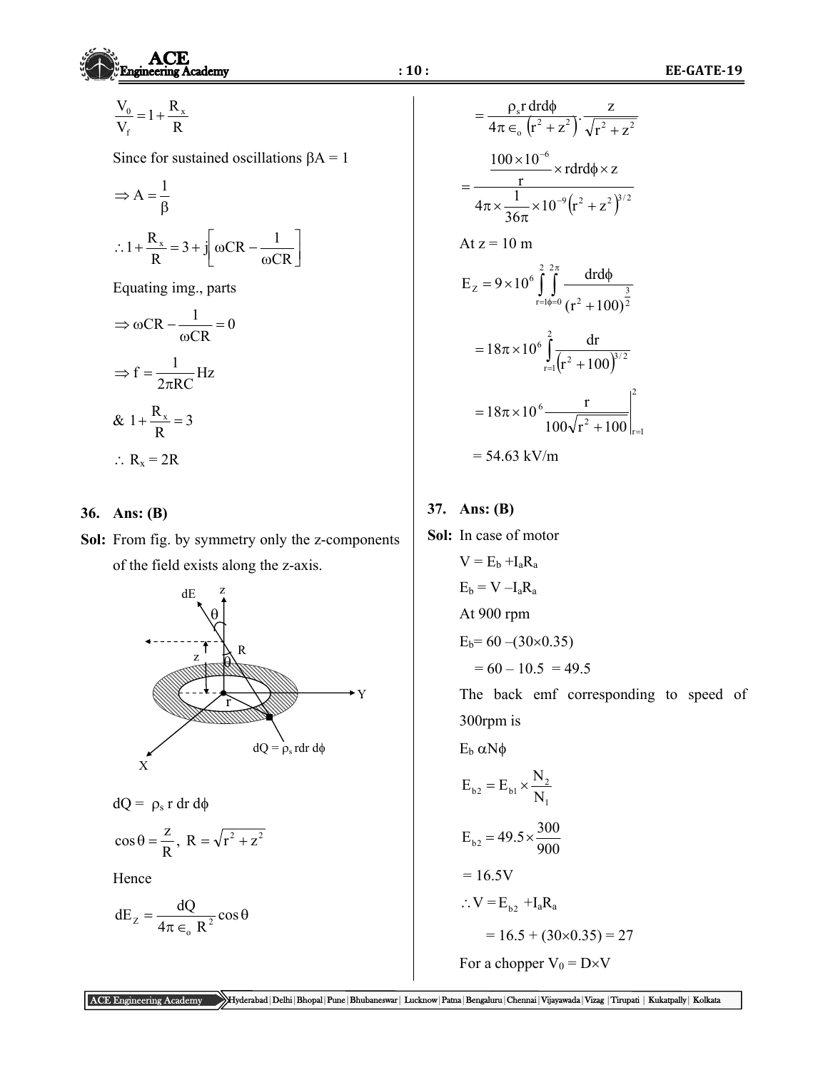$$\frac{V_0}{V_f} = 1 + \frac{R_x}{R}$$

Since for sustained oscillations $\beta A = 1$

$$\Rightarrow A = \frac{1}{\beta}$$

$$\therefore 1 + \frac{R_x}{R} = 3 + j\left[\omega CR - \frac{1}{\omega CR}\right]$$

Equating img., parts

$$\Rightarrow \omega CR - \frac{1}{\omega CR} = 0$$

$$\Rightarrow f = \frac{1}{2\pi RC}\text{Hz}$$

$$\& \ 1 + \frac{R_x}{R} = 3$$

$$\therefore R_x = 2R$$

**36. Ans: (B)**

**Sol:** From fig. by symmetry only the z-components of the field exists along the z-axis.

$dQ = \rho_s r\, dr\, d\phi$

$$\cos\theta = \frac{z}{R},\ R = \sqrt{r^2 + z^2}$$

Hence

$$dE_Z = \frac{dQ}{4\pi \in_o R^2}\cos\theta$$

$$= \frac{\rho_s r\, dr d\phi}{4\pi \in_o (r^2 + z^2)} \cdot \frac{z}{\sqrt{r^2 + z^2}}$$

$$= \frac{\dfrac{100 \times 10^{-6}}{r} \times r dr d\phi \times z}{4\pi \times \dfrac{1}{36\pi} \times 10^{-9}(r^2 + z^2)^{3/2}}$$

At z = 10 m

$$E_Z = 9 \times 10^6 \int_{r=1}^{2}\int_{\phi=0}^{2\pi} \frac{dr d\phi}{(r^2 + 100)^{\frac{3}{2}}}$$

$$= 18\pi \times 10^6 \int_{r=1}^{2} \frac{dr}{(r^2 + 100)^{3/2}}$$

$$= 18\pi \times 10^6 \left.\frac{r}{100\sqrt{r^2 + 100}}\right|_{r=1}^{2}$$

= 54.63 kV/m

**37. Ans: (B)**

**Sol:** In case of motor

$V = E_b + I_a R_a$

$E_b = V - I_a R_a$

At 900 rpm

$E_b = 60 - (30 \times 0.35)$

$= 60 - 10.5 = 49.5$

The back emf corresponding to speed of 300rpm is

$E_b \ \alpha N\phi$

$$E_{b2} = E_{b1} \times \frac{N_2}{N_1}$$

$$E_{b2} = 49.5 \times \frac{300}{900}$$

= 16.5V

$\therefore V = E_{b2} + I_a R_a$

$= 16.5 + (30 \times 0.35) = 27$

For a chopper $V_0 = D \times V$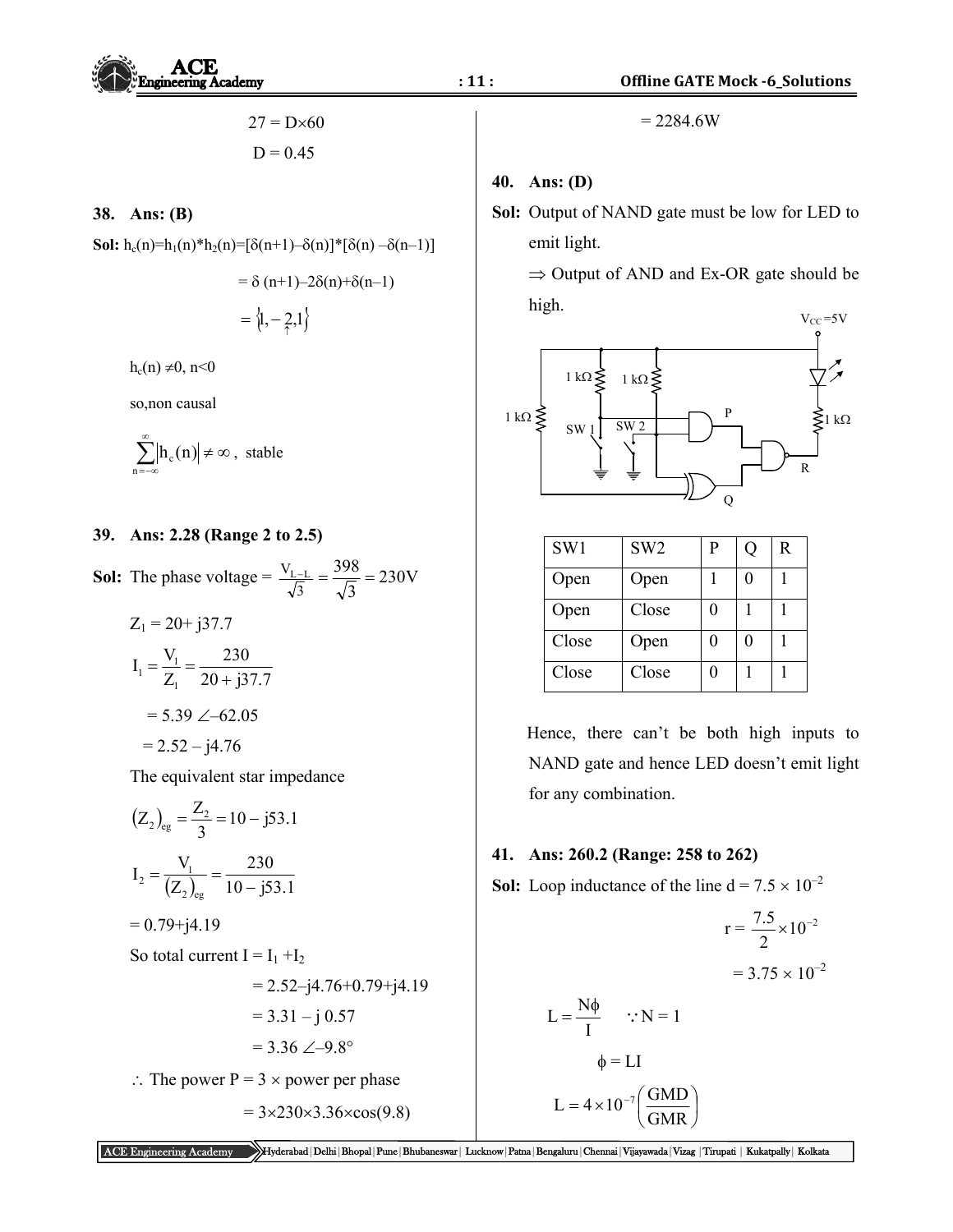$$27 = D \times 60$$

$$D = 0.45$$

**38. Ans: (B)**

**Sol:** $h_c(n) = h_1(n) * h_2(n) = [\delta(n+1) - \delta(n)] * [\delta(n) - \delta(n-1)]$

$$= \delta(n+1) - 2\delta(n) + \delta(n-1)$$

$$= \{1, \underset{\uparrow}{-2}, 1\}$$

$h_c(n) \neq 0, n<0$

so, non causal

$$\sum_{n=-\infty}^{\infty} |h_c(n)| \neq \infty, \text{ stable}$$

**39. Ans: 2.28 (Range 2 to 2.5)**

**Sol:** The phase voltage $= \frac{V_{L-L}}{\sqrt{3}} = \frac{398}{\sqrt{3}} = 230\text{V}$

$Z_1 = 20 + j37.7$

$$I_1 = \frac{V_1}{Z_1} = \frac{230}{20 + j37.7}$$

$= 5.39 \angle -62.05$

$= 2.52 - j4.76$

The equivalent star impedance

$$(Z_2)_{eg} = \frac{Z_2}{3} = 10 - j53.1$$

$$I_2 = \frac{V_1}{(Z_2)_{eg}} = \frac{230}{10 - j53.1}$$

$= 0.79 + j4.19$

So total current $I = I_1 + I_2$

$= 2.52 - j4.76 + 0.79 + j4.19$

$= 3.31 - j\,0.57$

$= 3.36 \angle -9.8°$

$\therefore$ The power P = 3 × power per phase

$= 3 \times 230 \times 3.36 \times \cos(9.8)$

$= 2284.6\text{W}$

**40. Ans: (D)**

**Sol:** Output of NAND gate must be low for LED to emit light.

$\Rightarrow$ Output of AND and Ex-OR gate should be high.

| SW1 | SW2 | P | Q | R |
|---|---|---|---|---|
| Open | Open | 1 | 0 | 1 |
| Open | Close | 0 | 1 | 1 |
| Close | Open | 0 | 0 | 1 |
| Close | Close | 0 | 1 | 1 |

Hence, there can't be both high inputs to NAND gate and hence LED doesn't emit light for any combination.

**41. Ans: 260.2 (Range: 258 to 262)**

**Sol:** Loop inductance of the line $d = 7.5 \times 10^{-2}$

$$r = \frac{7.5}{2} \times 10^{-2}$$

$$= 3.75 \times 10^{-2}$$

$$L = \frac{N\phi}{I} \quad \because N = 1$$

$$\phi = LI$$

$$L = 4 \times 10^{-7}\left(\frac{\text{GMD}}{\text{GMR}}\right)$$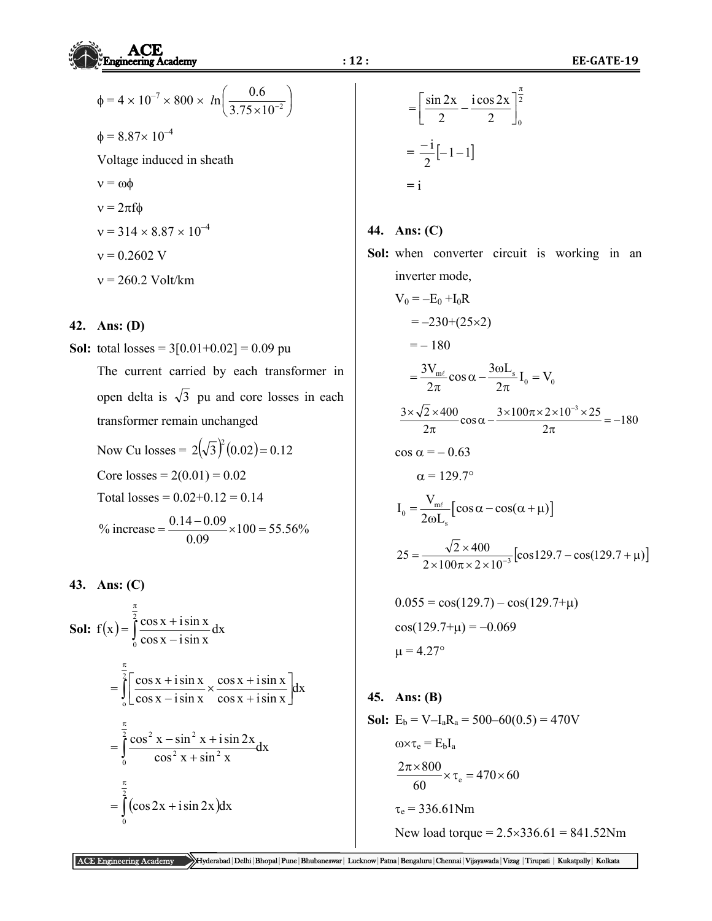$$\phi = 4 \times 10^{-7} \times 800 \times \ln\left(\frac{0.6}{3.75\times10^{-2}}\right)$$

$\phi = 8.87\times 10^{-4}$

Voltage induced in sheath

$v = \omega\phi$

$v = 2\pi f\phi$

$v = 314 \times 8.87 \times 10^{-4}$

$v = 0.2602$ V

$v = 260.2$ Volt/km

**42. Ans: (D)**

**Sol:** total losses = 3[0.01+0.02] = 0.09 pu

The current carried by each transformer in open delta is $\sqrt{3}$ pu and core losses in each transformer remain unchanged

Now Cu losses = $2\left(\sqrt{3}\right)^2(0.02) = 0.12$

Core losses = 2(0.01) = 0.02

Total losses = 0.02+0.12 = 0.14

$$\%\text{ increase} = \frac{0.14-0.09}{0.09}\times 100 = 55.56\%$$

**43. Ans: (C)**

**Sol:** $$f(x) = \int_0^{\frac{\pi}{2}} \frac{\cos x + i\sin x}{\cos x - i\sin x}dx$$

$$= \int_0^{\frac{\pi}{2}} \left[\frac{\cos x + i\sin x}{\cos x - i\sin x}\times\frac{\cos x + i\sin x}{\cos x + i\sin x}\right]dx$$

$$= \int_0^{\frac{\pi}{2}} \frac{\cos^2 x - \sin^2 x + i\sin 2x}{\cos^2 x + \sin^2 x}dx$$

$$= \int_0^{\frac{\pi}{2}} (\cos 2x + i\sin 2x)dx$$

$$= \left[\frac{\sin 2x}{2} - \frac{i\cos 2x}{2}\right]_0^{\frac{\pi}{2}}$$

$$= \frac{-i}{2}[-1-1]$$

$$= i$$

**44. Ans: (C)**

**Sol:** when converter circuit is working in an inverter mode,

$V_0 = -E_0 + I_0R$

$= -230 + (25\times2)$

$= -180$

$$= \frac{3V_{m\ell}}{2\pi}\cos\alpha - \frac{3\omega L_s}{2\pi}I_0 = V_0$$

$$\frac{3\times\sqrt{2}\times400}{2\pi}\cos\alpha - \frac{3\times100\pi\times2\times10^{-3}\times25}{2\pi} = -180$$

$\cos\alpha = -0.63$

$\alpha = 129.7°$

$$I_0 = \frac{V_{m\ell}}{2\omega L_s}\left[\cos\alpha - \cos(\alpha+\mu)\right]$$

$$25 = \frac{\sqrt{2}\times400}{2\times100\pi\times2\times10^{-3}}\left[\cos 129.7 - \cos(129.7+\mu)\right]$$

$0.055 = \cos(129.7) - \cos(129.7+\mu)$

$\cos(129.7+\mu) = -0.069$

$\mu = 4.27°$

**45. Ans: (B)**

**Sol:** $E_b = V - I_aR_a = 500 - 60(0.5) = 470$V

$\omega\times\tau_e = E_bI_a$

$$\frac{2\pi\times800}{60}\times\tau_e = 470\times60$$

$\tau_e = 336.61$Nm

New load torque = 2.5×336.61 = 841.52Nm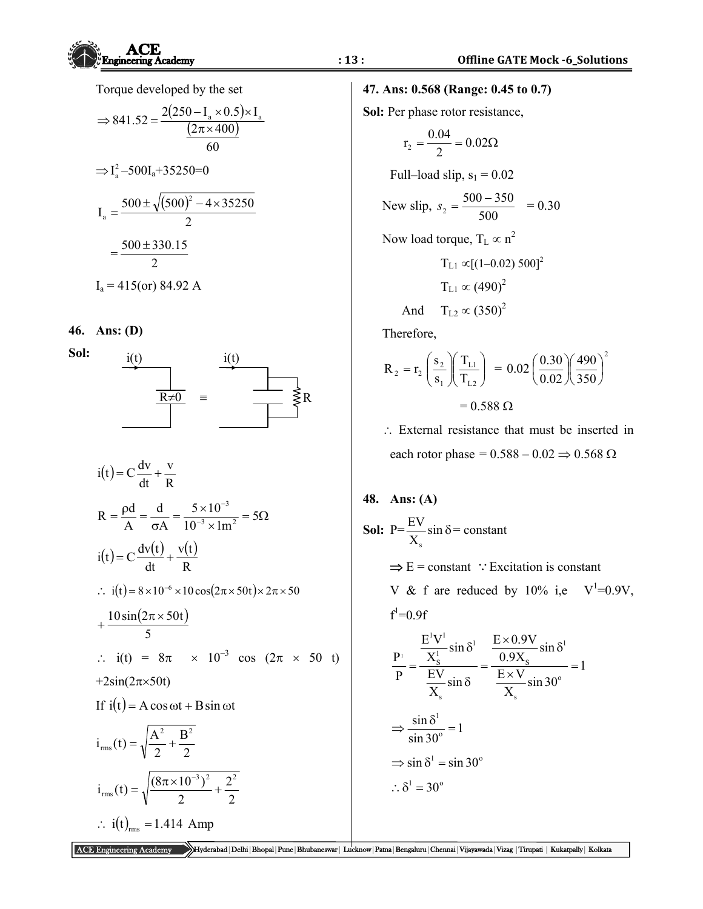Torque developed by the set

$$\Rightarrow 841.52 = \frac{2(250 - I_a \times 0.5) \times I_a}{\frac{(2\pi \times 400)}{60}}$$

$$\Rightarrow I_a^2 - 500I_a + 35250 = 0$$

$$I_a = \frac{500 \pm \sqrt{(500)^2 - 4 \times 35250}}{2}$$

$$= \frac{500 \pm 330.15}{2}$$

$I_a$ = 415(or) 84.92 A

**46. Ans: (D)**

**Sol:**

i(t) → [R≠0] ≡ i(t) → [capacitor in parallel with R]

$$i(t) = C\frac{dv}{dt} + \frac{v}{R}$$

$$R = \frac{\rho d}{A} = \frac{d}{\sigma A} = \frac{5 \times 10^{-3}}{10^{-3} \times 1m^2} = 5\Omega$$

$$i(t) = C\frac{dv(t)}{dt} + \frac{v(t)}{R}$$

$$\therefore\ i(t) = 8 \times 10^{-6} \times 10\cos(2\pi \times 50t) \times 2\pi \times 50 + \frac{10\sin(2\pi \times 50t)}{5}$$

$\therefore$ i(t) = $8\pi \times 10^{-3}$ cos $(2\pi \times 50\ t)$ $+ 2\sin(2\pi \times 50t)$

If $i(t) = A\cos\omega t + B\sin\omega t$

$$i_{rms}(t) = \sqrt{\frac{A^2}{2} + \frac{B^2}{2}}$$

$$i_{rms}(t) = \sqrt{\frac{(8\pi \times 10^{-3})^2}{2} + \frac{2^2}{2}}$$

$$\therefore\ i(t)_{rms} = 1.414\ \text{Amp}$$

**47. Ans: 0.568 (Range: 0.45 to 0.7)**

**Sol:** Per phase rotor resistance,

$$r_2 = \frac{0.04}{2} = 0.02\Omega$$

Full–load slip, $s_1 = 0.02$

New slip, $s_2 = \frac{500 - 350}{500} = 0.30$

Now load torque, $T_L \propto n^2$

$T_{L1} \propto [(1 - 0.02)\ 500]^2$

$T_{L1} \propto (490)^2$

And $T_{L2} \propto (350)^2$

Therefore,

$$R_2 = r_2\left(\frac{s_2}{s_1}\right)\left(\frac{T_{L1}}{T_{L2}}\right) = 0.02\left(\frac{0.30}{0.02}\right)\left(\frac{490}{350}\right)^2$$

$$= 0.588\ \Omega$$

$\therefore$ External resistance that must be inserted in each rotor phase = 0.588 – 0.02 $\Rightarrow$ 0.568 Ω

**48. Ans: (A)**

**Sol:** $P = \frac{EV}{X_s}\sin\delta = \text{constant}$

$\Rightarrow$ E = constant $\because$ Excitation is constant

V & f are reduced by 10% i,e $V^1 = 0.9V$, $f^1 = 0.9f$

$$\frac{P^1}{P} = \frac{\frac{E^1V^1}{X_S^1}\sin\delta^1}{\frac{EV}{X_s}\sin\delta} = \frac{\frac{E \times 0.9V}{0.9X_S}\sin\delta^1}{\frac{E \times V}{X_s}\sin 30^o} = 1$$

$$\Rightarrow \frac{\sin\delta^1}{\sin 30^o} = 1$$

$$\Rightarrow \sin\delta^1 = \sin 30^o$$

$$\therefore \delta^1 = 30^o$$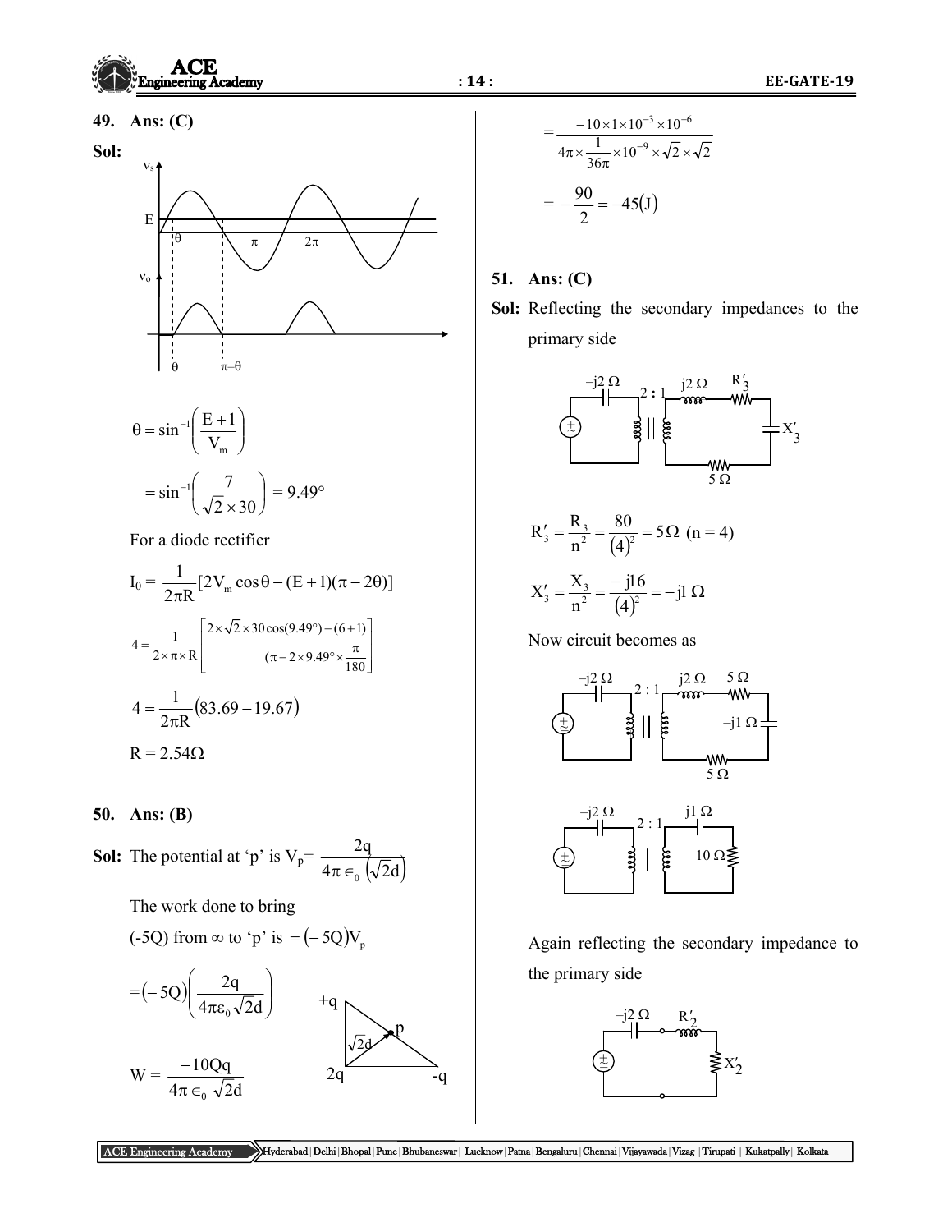**49. Ans: (C)**

**Sol:**

$$\theta = \sin^{-1}\left(\frac{E+1}{V_m}\right)$$

$$= \sin^{-1}\left(\frac{7}{\sqrt{2}\times 30}\right) = 9.49°$$

For a diode rectifier

$$I_0 = \frac{1}{2\pi R}[2V_m \cos\theta - (E+1)(\pi - 2\theta)]$$

$$4 = \frac{1}{2\times\pi\times R}\left[\begin{array}{c}2\times\sqrt{2}\times 30\cos(9.49°)-(6+1)\\ (\pi - 2\times 9.49°\times\frac{\pi}{180}\end{array}\right]$$

$$4 = \frac{1}{2\pi R}(83.69 - 19.67)$$

R = 2.54Ω

**50. Ans: (B)**

**Sol:** The potential at 'p' is $V_p = \frac{2q}{4\pi\in_0(\sqrt{2}d)}$

The work done to bring

(-5Q) from ∞ to 'p' is $= (-5Q)V_p$

$$= (-5Q)\left(\frac{2q}{4\pi\varepsilon_0\sqrt{2}d}\right)$$

$$W = \frac{-10Qq}{4\pi\in_0\sqrt{2}d}$$

$$= \frac{-10\times 1\times 10^{-3}\times 10^{-6}}{4\pi\times\frac{1}{36\pi}\times 10^{-9}\times\sqrt{2}\times\sqrt{2}}$$

$$= -\frac{90}{2} = -45(J)$$

**51. Ans: (C)**

**Sol:** Reflecting the secondary impedances to the primary side

$$R'_3 = \frac{R_3}{n^2} = \frac{80}{(4)^2} = 5\,\Omega \;\; (n = 4)$$

$$X'_3 = \frac{X_3}{n^2} = \frac{-j16}{(4)^2} = -j1\,\Omega$$

Now circuit becomes as

Again reflecting the secondary impedance to the primary side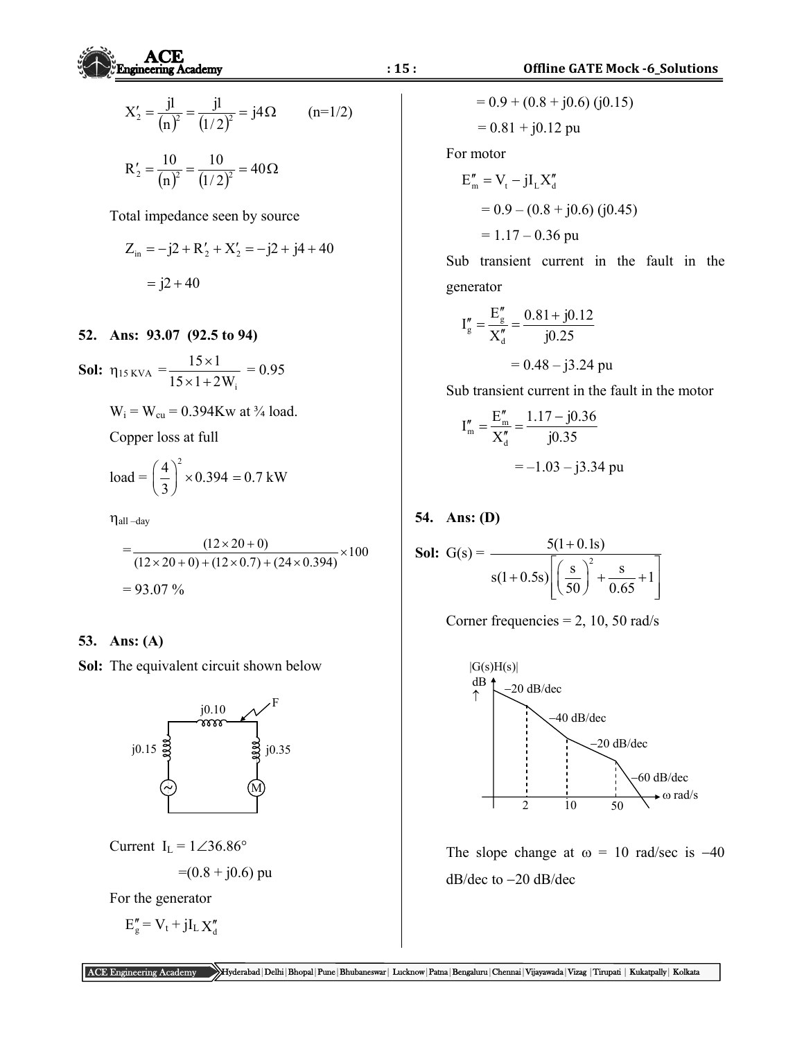$$X_2' = \frac{j1}{(n)^2} = \frac{j1}{(1/2)^2} = j4\Omega \qquad (n=1/2)$$

$$R_2' = \frac{10}{(n)^2} = \frac{10}{(1/2)^2} = 40\Omega$$

Total impedance seen by source

$$Z_{in} = -j2 + R_2' + X_2' = -j2 + j4 + 40$$

$$= j2 + 40$$

**52. Ans: 93.07 (92.5 to 94)**

**Sol:** $\eta_{15\,KVA} = \dfrac{15\times1}{15\times1+2W_i} = 0.95$

$W_i = W_{cu} = 0.394$Kw at ¾ load.

Copper loss at full

load $= \left(\dfrac{4}{3}\right)^2 \times 0.394 = 0.7$ kW

$\eta_{all-day}$

$$= \frac{(12\times20+0)}{(12\times20+0)+(12\times0.7)+(24\times0.394)}\times100$$

$= 93.07$ %

**53. Ans: (A)**

**Sol:** The equivalent circuit shown below

Current $I_L = 1\angle 36.86°$

$= (0.8 + j0.6)$ pu

For the generator

$E_g'' = V_t + jI_L X_d''$

$= 0.9 + (0.8 + j0.6)(j0.15)$

$= 0.81 + j0.12$ pu

For motor

$E_m'' = V_t - jI_L X_d''$

$= 0.9 - (0.8 + j0.6)(j0.45)$

$= 1.17 - 0.36$ pu

Sub transient current in the fault in the generator

$$I_g'' = \frac{E_g''}{X_d''} = \frac{0.81 + j0.12}{j0.25}$$

$= 0.48 - j3.24$ pu

Sub transient current in the fault in the motor

$$I_m'' = \frac{E_m''}{X_d''} = \frac{1.17 - j0.36}{j0.35}$$

$= -1.03 - j3.34$ pu

**54. Ans: (D)**

**Sol:** $G(s) = \dfrac{5(1+0.1s)}{s(1+0.5s)\left[\left(\dfrac{s}{50}\right)^2 + \dfrac{s}{0.65} + 1\right]}$

Corner frequencies = 2, 10, 50 rad/s

The slope change at ω = 10 rad/sec is −40 dB/dec to −20 dB/dec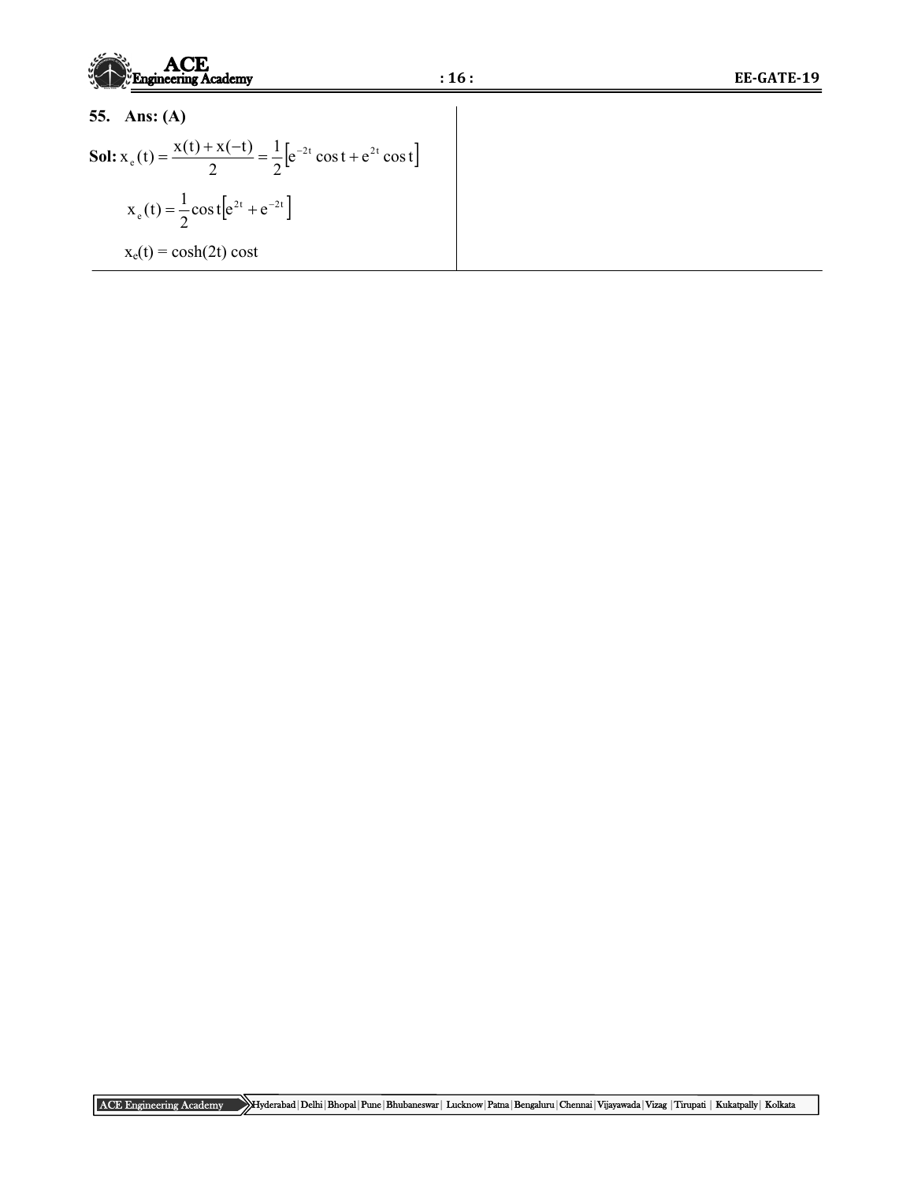**55. Ans: (A)**

**Sol:** $x_e(t) = \dfrac{x(t) + x(-t)}{2} = \dfrac{1}{2}\left[e^{-2t}\cos t + e^{2t}\cos t\right]$

$$x_e(t) = \frac{1}{2}\cos t\left[e^{2t} + e^{-2t}\right]$$

$$x_e(t) = \cosh(2t)\cos t$$